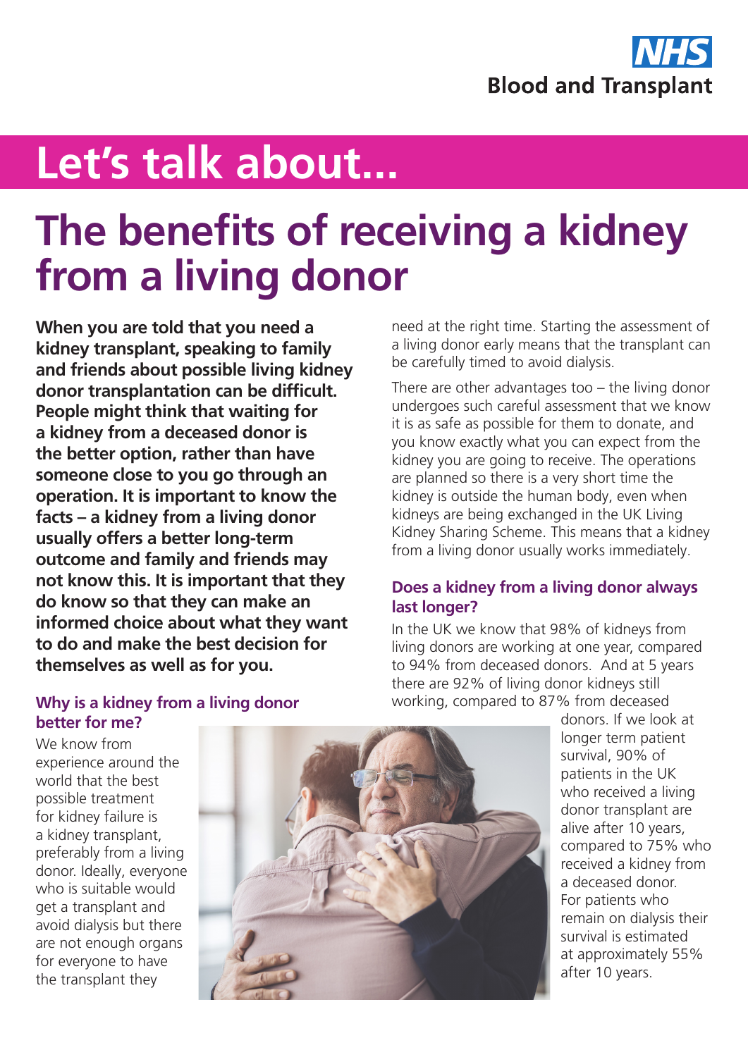NHS Blood and Transplant

# Let's talk about...

## The benefits of receiving a kidney from a living donor

**When you are told that you need a kidney transplant, speaking to family and friends about possible living kidney donor transplantation can be difficult. People might think that waiting for a kidney from a deceased donor is the better option, rather than have someone close to you go through an operation. It is important to know the facts – a kidney from a living donor usually offers a better long-term outcome and family and friends may not know this. It is important that they do know so that they can make an informed choice about what they want to do and make the best decision for themselves as well as for you.**

### Why is a kidney from a living donor better for me?

We know from experience around the world that the best possible treatment for kidney failure is a kidney transplant, preferably from a living donor. Ideally, everyone who is suitable would get a transplant and avoid dialysis but there are not enough organs for everyone to have the transplant they need at the right time. Starting the assessment of a living donor early means that the transplant can be carefully timed to avoid dialysis.

There are other advantages too – the living donor undergoes such careful assessment that we know it is as safe as possible for them to donate, and you know exactly what you can expect from the kidney you are going to receive. The operations are planned so there is a very short time the kidney is outside the human body, even when kidneys are being exchanged in the UK Living Kidney Sharing Scheme. This means that a kidney from a living donor usually works immediately.

### Does a kidney from a living donor always last longer?

In the UK we know that 98% of kidneys from living donors are working at one year, compared to 94% from deceased donors. And at 5 years there are 92% of living donor kidneys still working, compared to 87% from deceased donors. If we look at longer term patient survival, 90% of patients in the UK who received a living donor transplant are alive after 10 years, compared to 75% who received a kidney from a deceased donor. For patients who remain on dialysis their survival is estimated at approximately 55% after 10 years.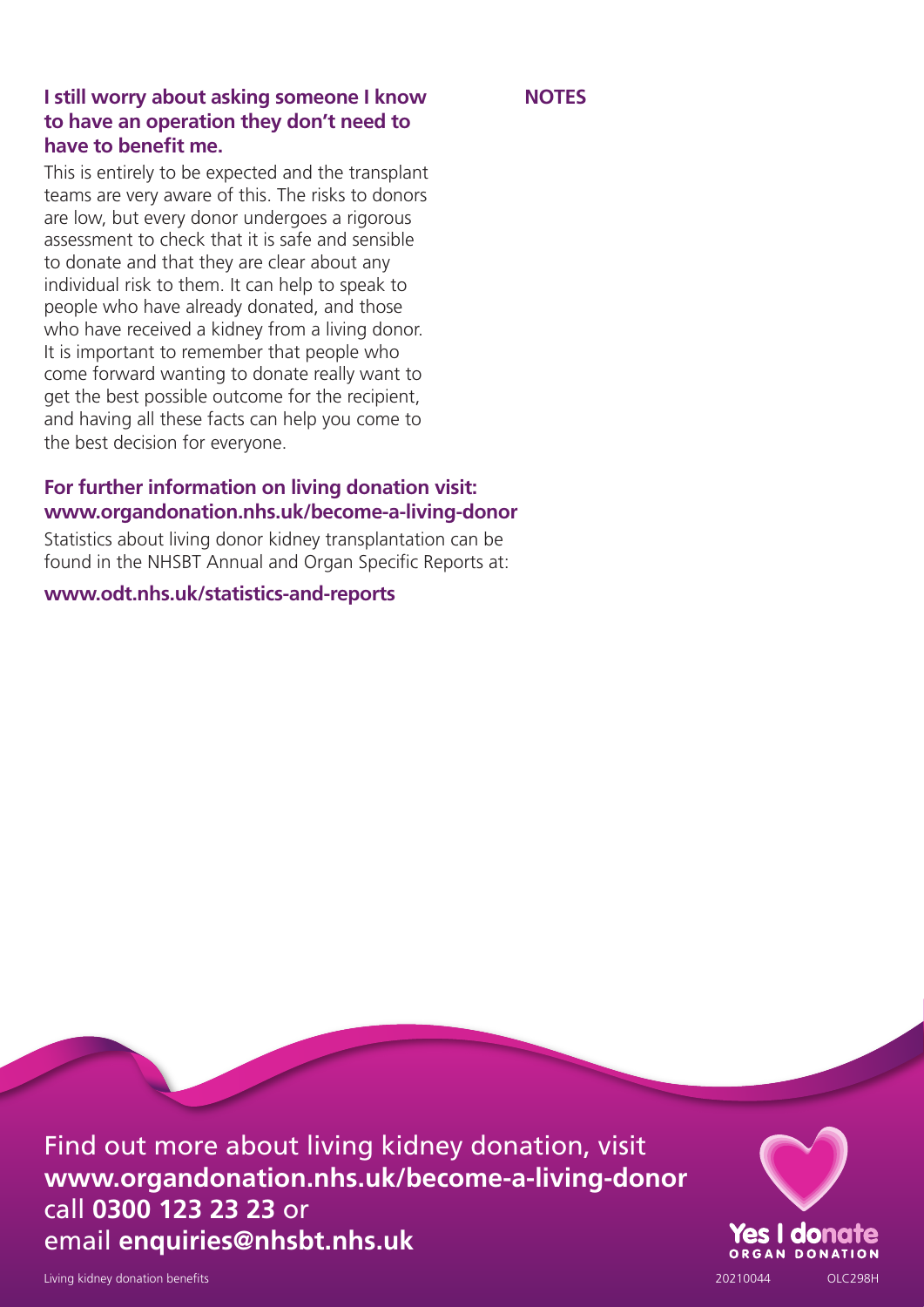### I still worry about asking someone I know to have an operation they don't need to have to benefit me.

This is entirely to be expected and the transplant teams are very aware of this. The risks to donors are low, but every donor undergoes a rigorous assessment to check that it is safe and sensible to donate and that they are clear about any individual risk to them. It can help to speak to people who have already donated, and those who have received a kidney from a living donor. It is important to remember that people who come forward wanting to donate really want to get the best possible outcome for the recipient, and having all these facts can help you come to the best decision for everyone.

### For further information on living donation visit: www.organdonation.nhs.uk/become-a-living-donor

Statistics about living donor kidney transplantation can be found in the NHSBT Annual and Organ Specific Reports at:

**www.odt.nhs.uk/statistics-and-reports**

**NOTES**

Find out more about living kidney donation, visit **www.organdonation.nhs.uk/become-a-living-donor** call **0300 123 23 23** or email **enquiries@nhsbt.nhs.uk**

Yes I donate
ORGAN DONATION

Living kidney donation benefits 20210044 OLC298H